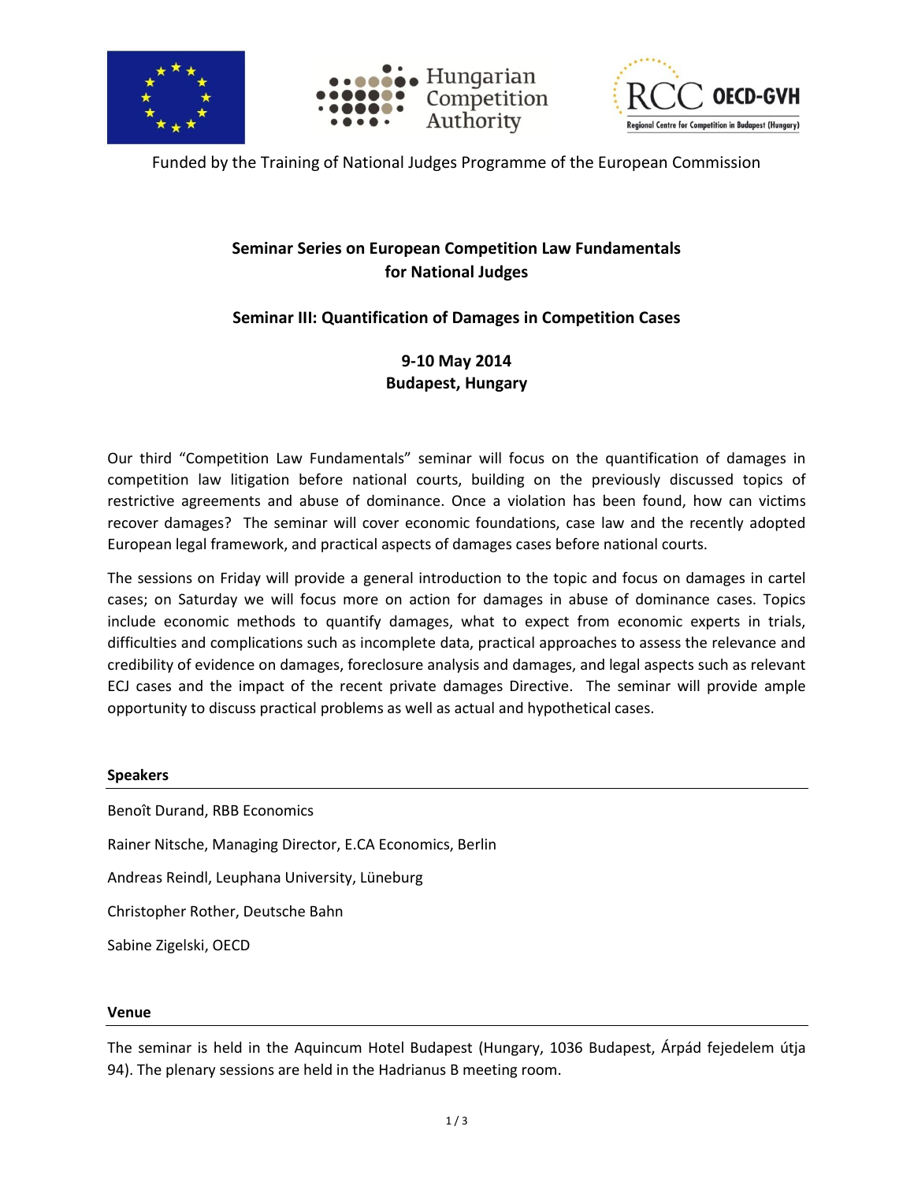Funded by the Training of National Judges Programme of the European Commission

**Seminar Series on European Competition Law Fundamentals for National Judges**

**Seminar III: Quantification of Damages in Competition Cases**

**9-10 May 2014**
**Budapest, Hungary**

Our third "Competition Law Fundamentals" seminar will focus on the quantification of damages in competition law litigation before national courts, building on the previously discussed topics of restrictive agreements and abuse of dominance. Once a violation has been found, how can victims recover damages? The seminar will cover economic foundations, case law and the recently adopted European legal framework, and practical aspects of damages cases before national courts.

The sessions on Friday will provide a general introduction to the topic and focus on damages in cartel cases; on Saturday we will focus more on action for damages in abuse of dominance cases. Topics include economic methods to quantify damages, what to expect from economic experts in trials, difficulties and complications such as incomplete data, practical approaches to assess the relevance and credibility of evidence on damages, foreclosure analysis and damages, and legal aspects such as relevant ECJ cases and the impact of the recent private damages Directive. The seminar will provide ample opportunity to discuss practical problems as well as actual and hypothetical cases.

**Speakers**

Benoît Durand, RBB Economics

Rainer Nitsche, Managing Director, E.CA Economics, Berlin

Andreas Reindl, Leuphana University, Lüneburg

Christopher Rother, Deutsche Bahn

Sabine Zigelski, OECD

**Venue**

The seminar is held in the Aquincum Hotel Budapest (Hungary, 1036 Budapest, Árpád fejedelem útja 94). The plenary sessions are held in the Hadrianus B meeting room.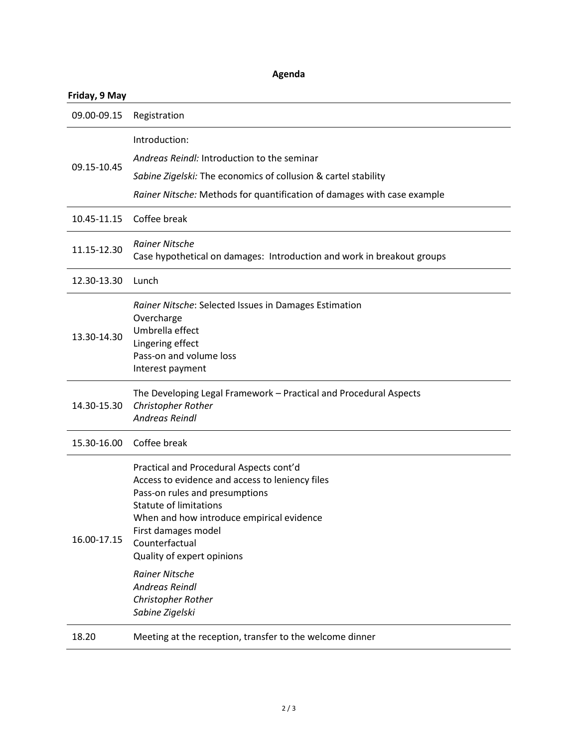# Agenda

**Friday, 9 May**

| | |
|---|---|
| 09.00-09.15 | Registration |
| 09.15-10.45 | Introduction:<br>*Andreas Reindl:* Introduction to the seminar<br>*Sabine Zigelski:* The economics of collusion & cartel stability<br>*Rainer Nitsche:* Methods for quantification of damages with case example |
| 10.45-11.15 | Coffee break |
| 11.15-12.30 | *Rainer Nitsche*<br>Case hypothetical on damages: Introduction and work in breakout groups |
| 12.30-13.30 | Lunch |
| 13.30-14.30 | *Rainer Nitsche*: Selected Issues in Damages Estimation<br>Overcharge<br>Umbrella effect<br>Lingering effect<br>Pass-on and volume loss<br>Interest payment |
| 14.30-15.30 | The Developing Legal Framework – Practical and Procedural Aspects<br>*Christopher Rother*<br>*Andreas Reindl* |
| 15.30-16.00 | Coffee break |
| 16.00-17.15 | Practical and Procedural Aspects cont'd<br>Access to evidence and access to leniency files<br>Pass-on rules and presumptions<br>Statute of limitations<br>When and how introduce empirical evidence<br>First damages model<br>Counterfactual<br>Quality of expert opinions<br>*Rainer Nitsche*<br>*Andreas Reindl*<br>*Christopher Rother*<br>*Sabine Zigelski* |
| 18.20 | Meeting at the reception, transfer to the welcome dinner |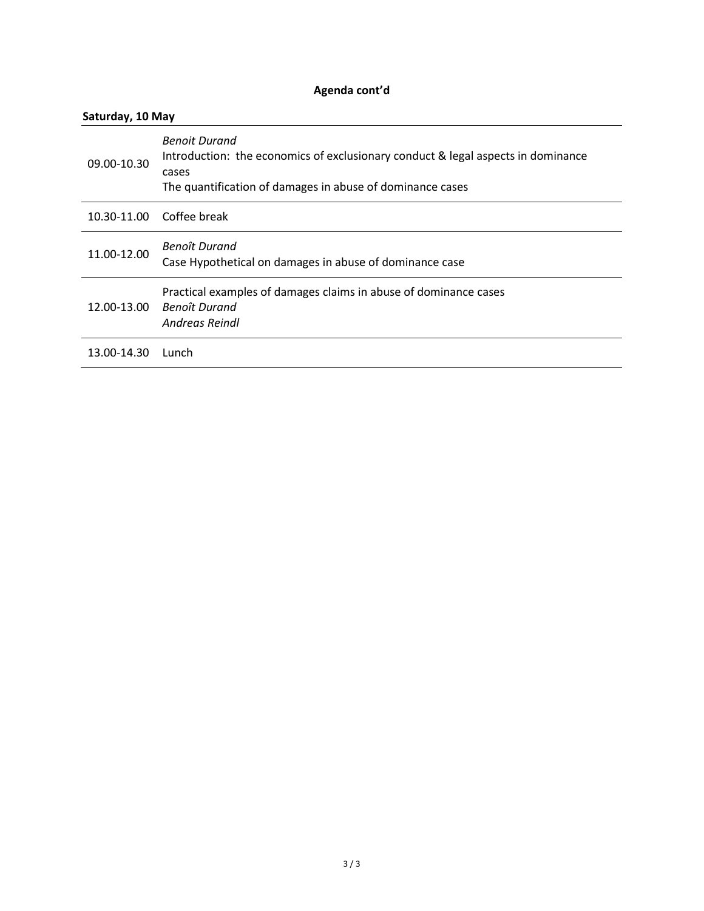**Agenda cont'd**

**Saturday, 10 May**

| | |
|---|---|
| 09.00-10.30 | *Benoit Durand*<br>Introduction: the economics of exclusionary conduct & legal aspects in dominance cases<br>The quantification of damages in abuse of dominance cases |
| 10.30-11.00 | Coffee break |
| 11.00-12.00 | *Benoît Durand*<br>Case Hypothetical on damages in abuse of dominance case |
| 12.00-13.00 | Practical examples of damages claims in abuse of dominance cases<br>*Benoît Durand*<br>*Andreas Reindl* |
| 13.00-14.30 | Lunch |